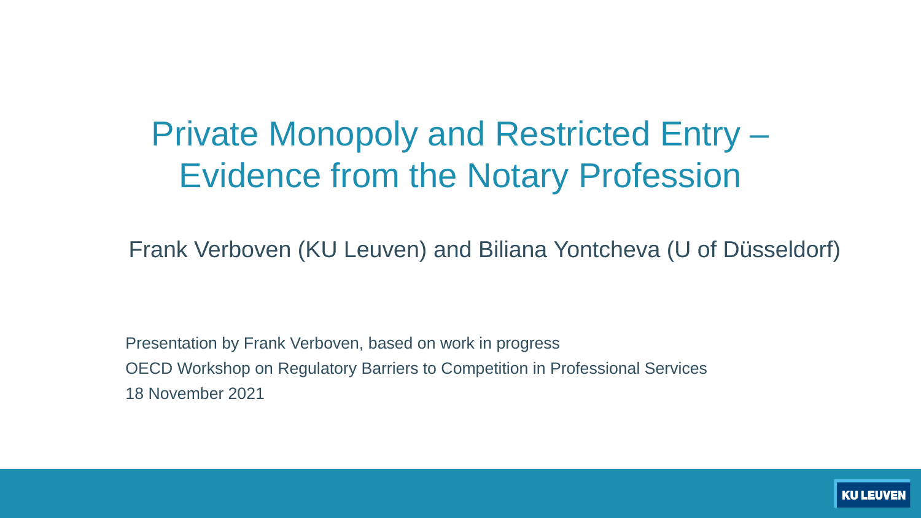# Private Monopoly and Restricted Entry – Evidence from the Notary Profession

Frank Verboven (KU Leuven) and Biliana Yontcheva (U of Düsseldorf)

Presentation by Frank Verboven, based on work in progress

OECD Workshop on Regulatory Barriers to Competition in Professional Services

18 November 2021

KU LEUVEN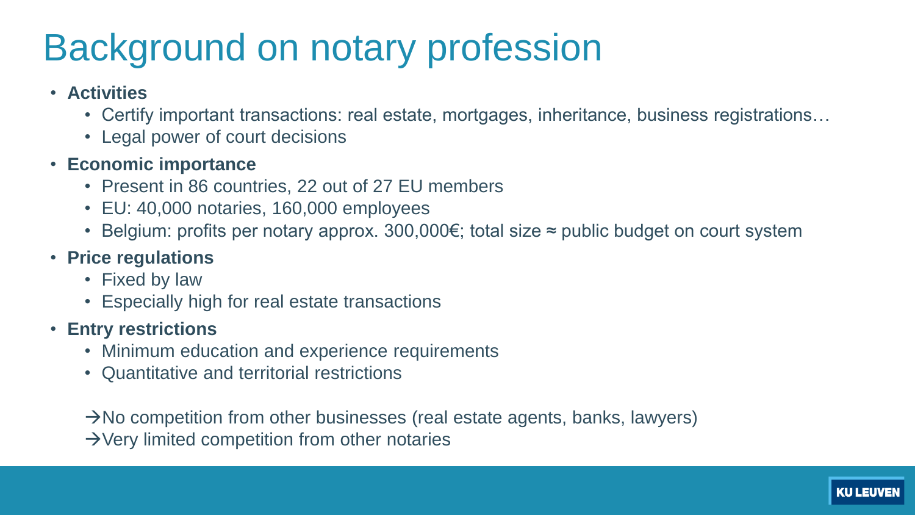# Background on notary profession

- **Activities**
  - Certify important transactions: real estate, mortgages, inheritance, business registrations…
  - Legal power of court decisions
- **Economic importance**
  - Present in 86 countries, 22 out of 27 EU members
  - EU: 40,000 notaries, 160,000 employees
  - Belgium: profits per notary approx. 300,000€; total size ≈ public budget on court system
- **Price regulations**
  - Fixed by law
  - Especially high for real estate transactions
- **Entry restrictions**
  - Minimum education and experience requirements
  - Quantitative and territorial restrictions

→No competition from other businesses (real estate agents, banks, lawyers)
→Very limited competition from other notaries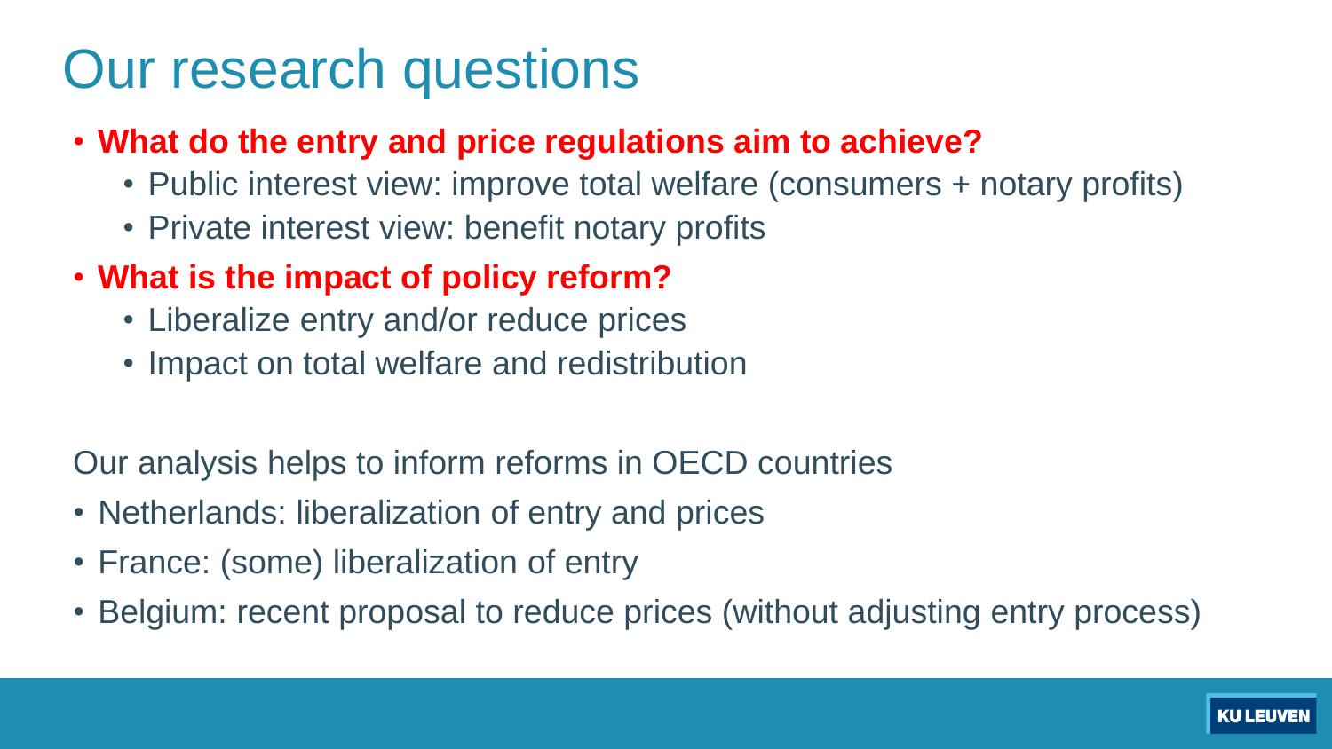# Our research questions

- **What do the entry and price regulations aim to achieve?**
  - Public interest view: improve total welfare (consumers + notary profits)
  - Private interest view: benefit notary profits
- **What is the impact of policy reform?**
  - Liberalize entry and/or reduce prices
  - Impact on total welfare and redistribution

Our analysis helps to inform reforms in OECD countries

- Netherlands: liberalization of entry and prices
- France: (some) liberalization of entry
- Belgium: recent proposal to reduce prices (without adjusting entry process)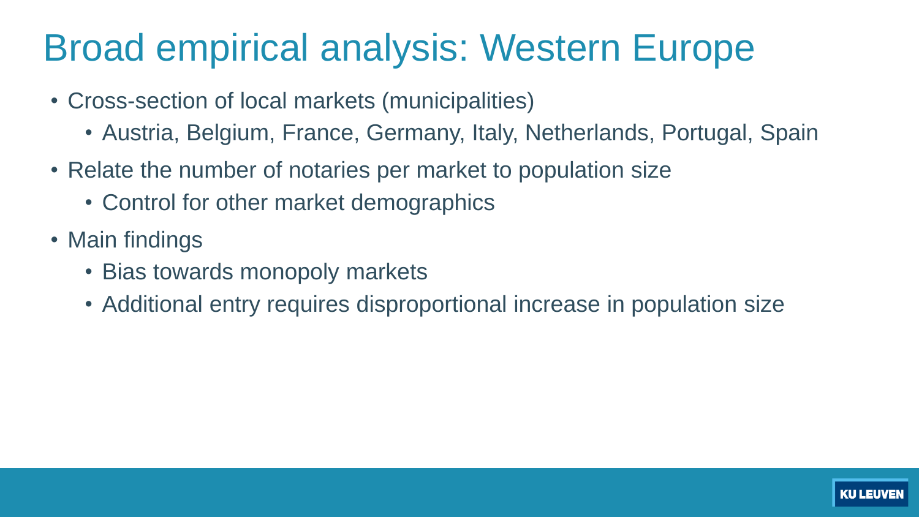# Broad empirical analysis: Western Europe

- Cross-section of local markets (municipalities)
  - Austria, Belgium, France, Germany, Italy, Netherlands, Portugal, Spain
- Relate the number of notaries per market to population size
  - Control for other market demographics
- Main findings
  - Bias towards monopoly markets
  - Additional entry requires disproportional increase in population size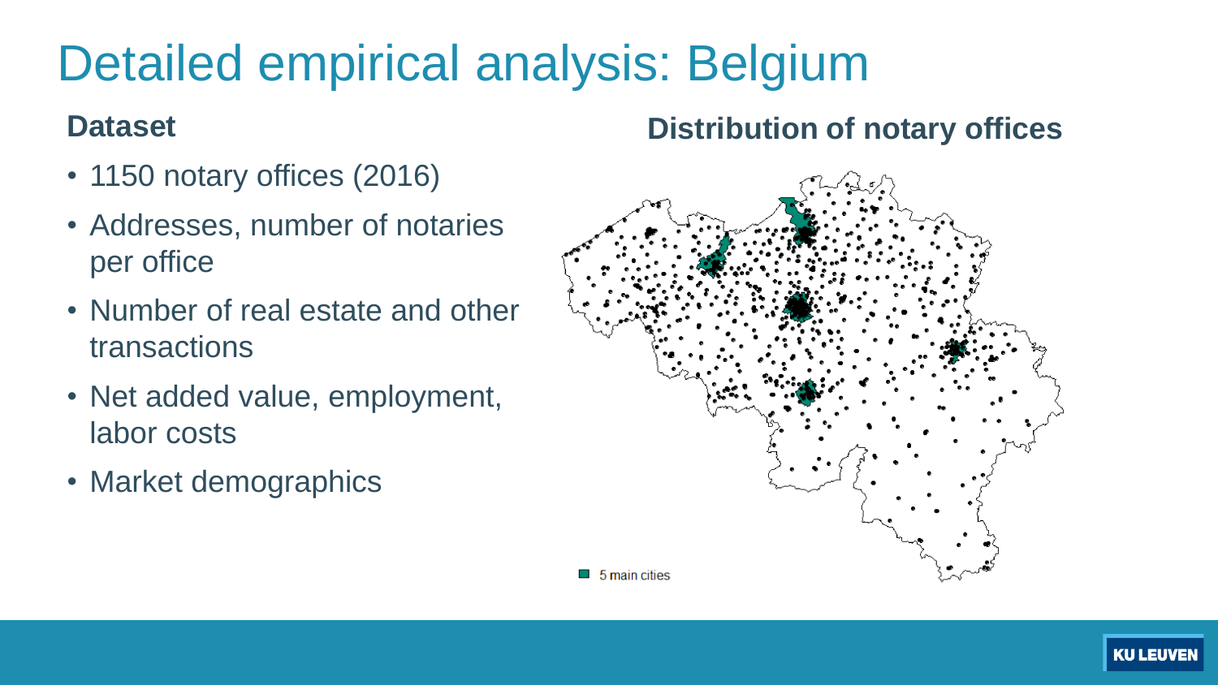# Detailed empirical analysis: Belgium

## Dataset

- 1150 notary offices (2016)
- Addresses, number of notaries per office
- Number of real estate and other transactions
- Net added value, employment, labor costs
- Market demographics

## Distribution of notary offices

5 main cities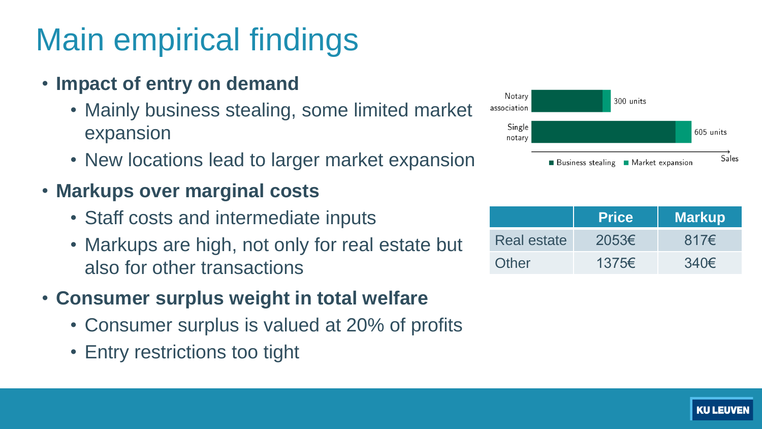# Main empirical findings

- **Impact of entry on demand**
  - Mainly business stealing, some limited market expansion
  - New locations lead to larger market expansion
- **Markups over marginal costs**
  - Staff costs and intermediate inputs
  - Markups are high, not only for real estate but also for other transactions
- **Consumer surplus weight in total welfare**
  - Consumer surplus is valued at 20% of profits
  - Entry restrictions too tight

Notary association: 300 units
Single notary: 605 units
Sales
Business stealing | Market expansion

| | Price | Markup |
|---|---|---|
| Real estate | 2053€ | 817€ |
| Other | 1375€ | 340€ |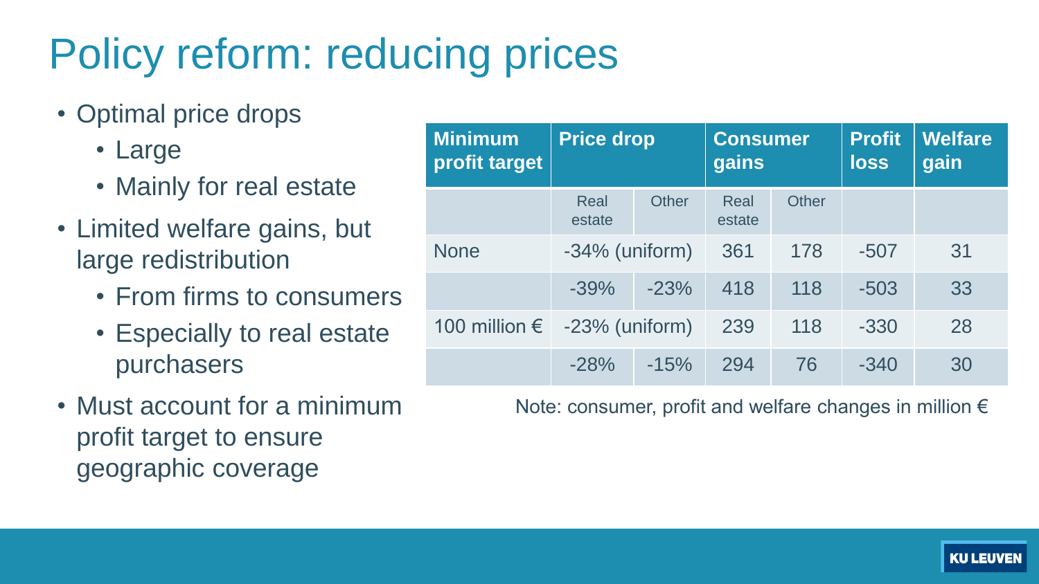# Policy reform: reducing prices

- Optimal price drops
  - Large
  - Mainly for real estate
- Limited welfare gains, but large redistribution
  - From firms to consumers
  - Especially to real estate purchasers
- Must account for a minimum profit target to ensure geographic coverage

| Minimum profit target | Price drop | | Consumer gains | | Profit loss | Welfare gain |
|---|---|---|---|---|---|---|
| | Real estate | Other | Real estate | Other | | |
| None | -34% (uniform) | | 361 | 178 | -507 | 31 |
| | -39% | -23% | 418 | 118 | -503 | 33 |
| 100 million € | -23% (uniform) | | 239 | 118 | -330 | 28 |
| | -28% | -15% | 294 | 76 | -340 | 30 |

Note: consumer, profit and welfare changes in million €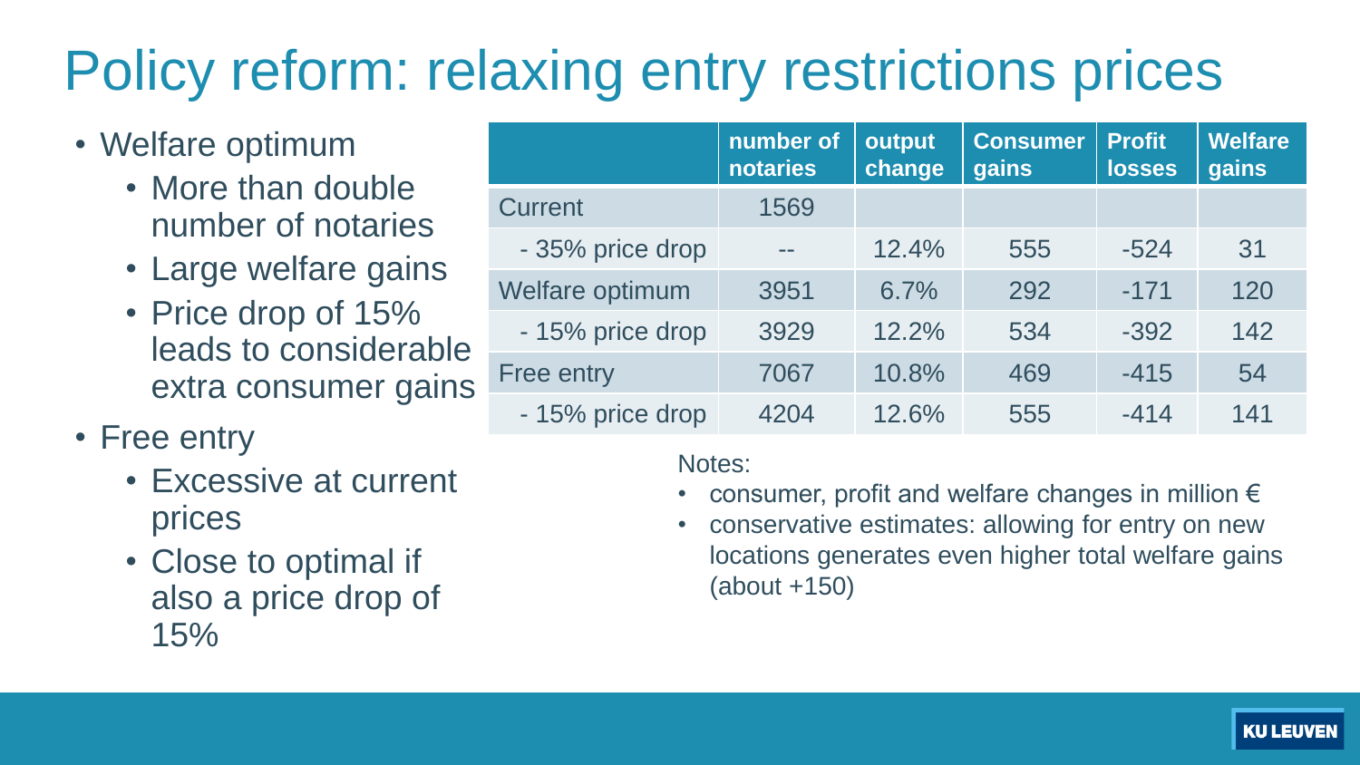# Policy reform: relaxing entry restrictions prices

- Welfare optimum
  - More than double number of notaries
  - Large welfare gains
  - Price drop of 15% leads to considerable extra consumer gains
- Free entry
  - Excessive at current prices
  - Close to optimal if also a price drop of 15%

| | number of notaries | output change | Consumer gains | Profit losses | Welfare gains |
|---|---|---|---|---|---|
| Current | 1569 | | | | |
| - 35% price drop | -- | 12.4% | 555 | -524 | 31 |
| Welfare optimum | 3951 | 6.7% | 292 | -171 | 120 |
| - 15% price drop | 3929 | 12.2% | 534 | -392 | 142 |
| Free entry | 7067 | 10.8% | 469 | -415 | 54 |
| - 15% price drop | 4204 | 12.6% | 555 | -414 | 141 |

Notes:

- consumer, profit and welfare changes in million €
- conservative estimates: allowing for entry on new locations generates even higher total welfare gains (about +150)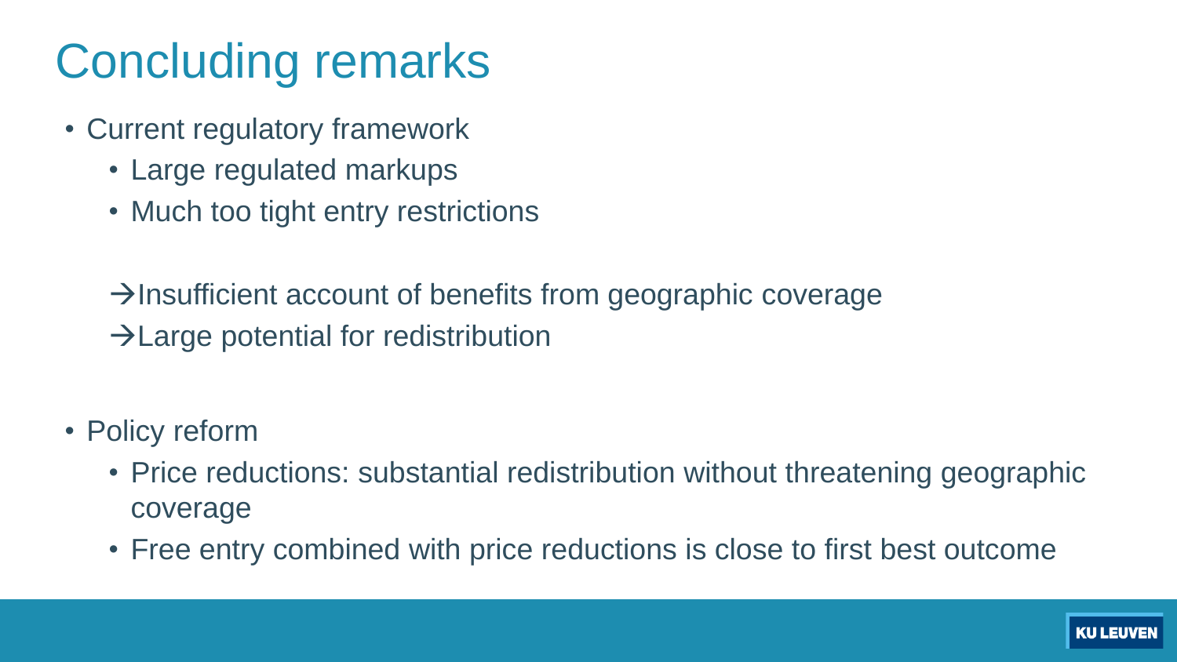# Concluding remarks

- Current regulatory framework
  - Large regulated markups
  - Much too tight entry restrictions

  →Insufficient account of benefits from geographic coverage
  →Large potential for redistribution

- Policy reform
  - Price reductions: substantial redistribution without threatening geographic coverage
  - Free entry combined with price reductions is close to first best outcome